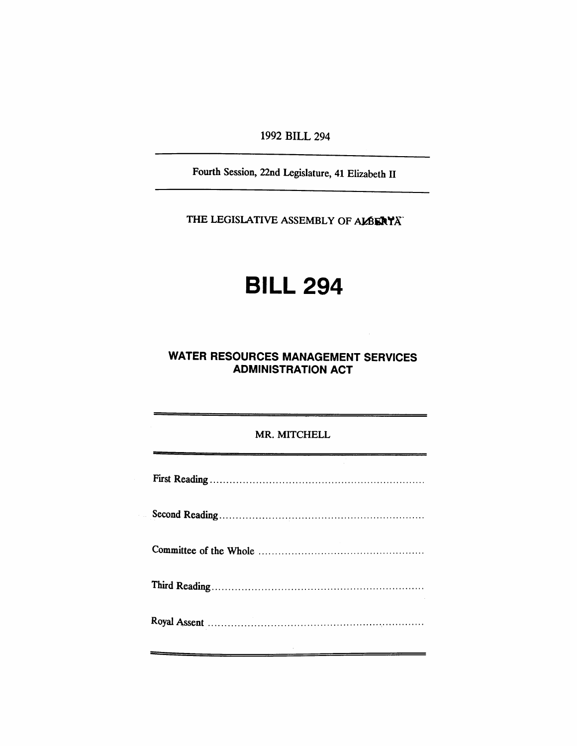1992 BILL 294

Fourth Session, 22nd Legislature, 41 Elizabeth II

THE LEGISLATIVE ASSEMBLY OF ALBERTA

# BILL 294

## WATER RESOURCES MANAGEMENT SERVICES ADMINISTRATION ACT

MR. MITCHELL

First Reading ..........................................................................

Second Reading ......................................................................

Committee of the Whole .........................................................

Third Reading .........................................................................

Royal Assent ...........................................................................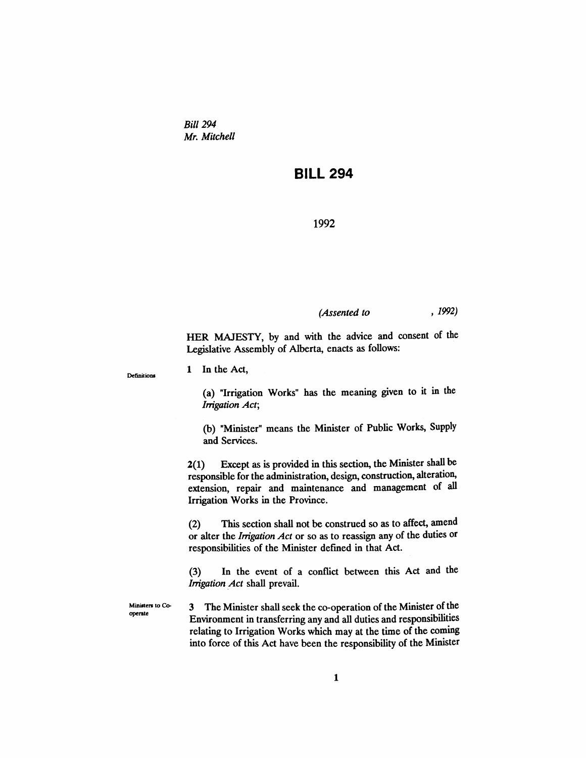*Bill 294*
*Mr. Mitchell*

# BILL 294

1992

*(Assented to , 1992)*

HER MAJESTY, by and with the advice and consent of the Legislative Assembly of Alberta, enacts as follows:

Definitions

**1** In the Act,

(a) "Irrigation Works" has the meaning given to it in the *Irrigation Act*;

(b) "Minister" means the Minister of Public Works, Supply and Services.

**2(1)** Except as is provided in this section, the Minister shall be responsible for the administration, design, construction, alteration, extension, repair and maintenance and management of all Irrigation Works in the Province.

(2) This section shall not be construed so as to affect, amend or alter the *Irrigation Act* or so as to reassign any of the duties or responsibilities of the Minister defined in that Act.

(3) In the event of a conflict between this Act and the *Irrigation Act* shall prevail.

Ministers to Co-operate

**3** The Minister shall seek the co-operation of the Minister of the Environment in transferring any and all duties and responsibilities relating to Irrigation Works which may at the time of the coming into force of this Act have been the responsibility of the Minister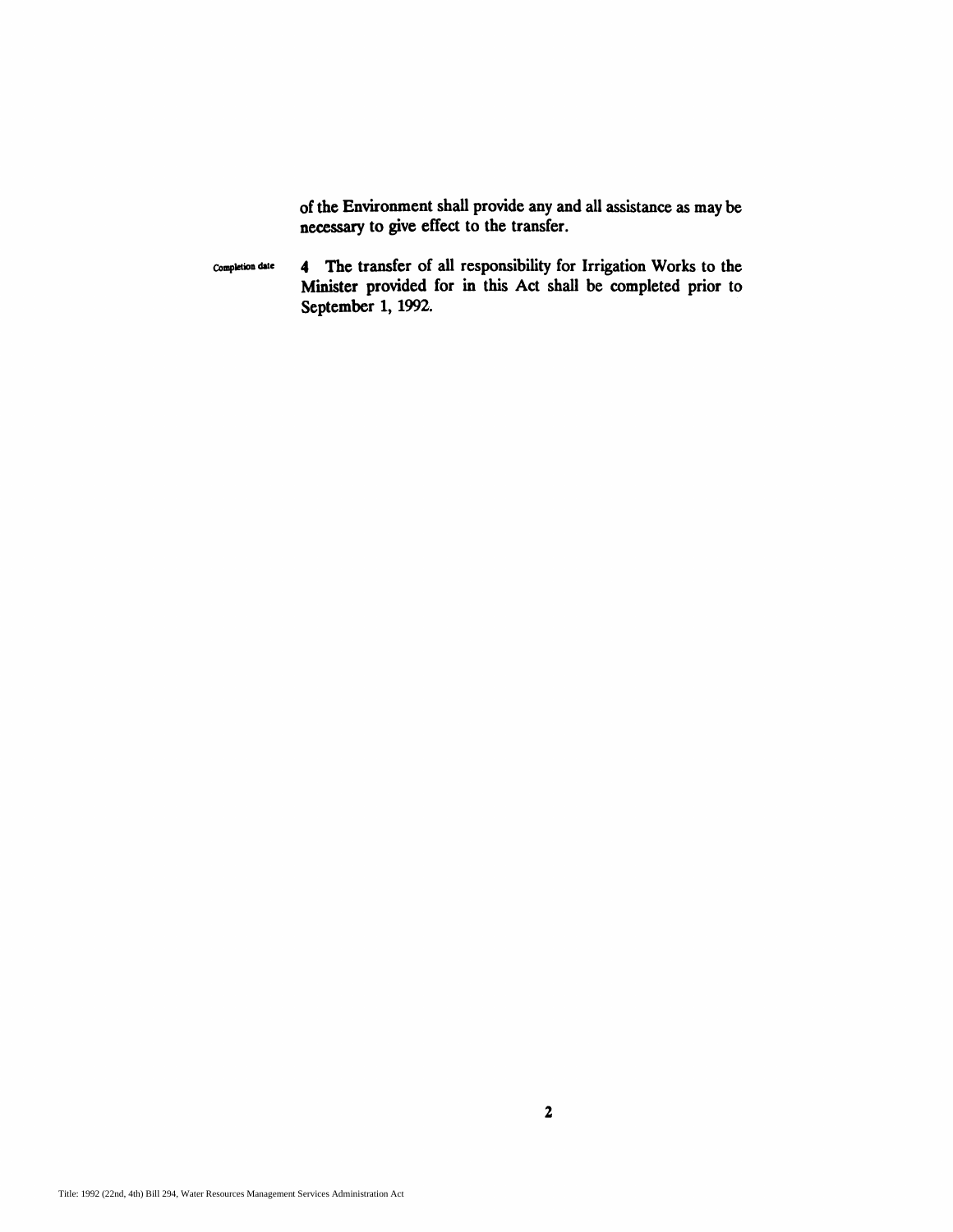of the Environment shall provide any and all assistance as may be necessary to give effect to the transfer.

Completion date

**4** The transfer of all responsibility for Irrigation Works to the Minister provided for in this Act shall be completed prior to September 1, 1992.